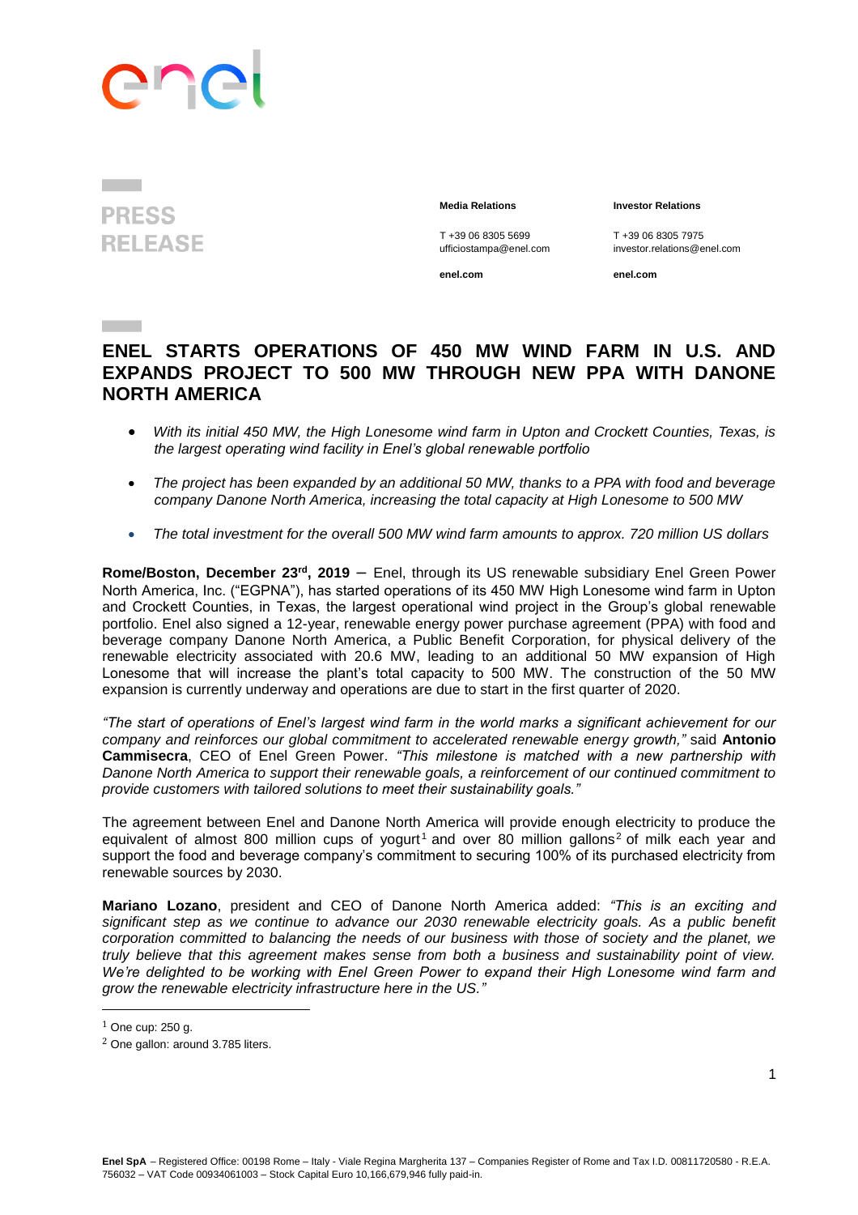**PRESS RELEASE**

**Media Relations**

T +39 06 8305 5699
ufficiostampa@enel.com

**enel.com**

**Investor Relations**

T +39 06 8305 7975
investor.relations@enel.com

**enel.com**

# ENEL STARTS OPERATIONS OF 450 MW WIND FARM IN U.S. AND EXPANDS PROJECT TO 500 MW THROUGH NEW PPA WITH DANONE NORTH AMERICA

- *With its initial 450 MW, the High Lonesome wind farm in Upton and Crockett Counties, Texas, is the largest operating wind facility in Enel's global renewable portfolio*
- *The project has been expanded by an additional 50 MW, thanks to a PPA with food and beverage company Danone North America, increasing the total capacity at High Lonesome to 500 MW*
- *The total investment for the overall 500 MW wind farm amounts to approx. 720 million US dollars*

**Rome/Boston, December 23rd, 2019** – Enel, through its US renewable subsidiary Enel Green Power North America, Inc. ("EGPNA"), has started operations of its 450 MW High Lonesome wind farm in Upton and Crockett Counties, in Texas, the largest operational wind project in the Group's global renewable portfolio. Enel also signed a 12-year, renewable energy power purchase agreement (PPA) with food and beverage company Danone North America, a Public Benefit Corporation, for physical delivery of the renewable electricity associated with 20.6 MW, leading to an additional 50 MW expansion of High Lonesome that will increase the plant's total capacity to 500 MW. The construction of the 50 MW expansion is currently underway and operations are due to start in the first quarter of 2020.

*"The start of operations of Enel's largest wind farm in the world marks a significant achievement for our company and reinforces our global commitment to accelerated renewable energy growth,"* said **Antonio Cammisecra**, CEO of Enel Green Power. *"This milestone is matched with a new partnership with Danone North America to support their renewable goals, a reinforcement of our continued commitment to provide customers with tailored solutions to meet their sustainability goals."*

The agreement between Enel and Danone North America will provide enough electricity to produce the equivalent of almost 800 million cups of yogurt[1] and over 80 million gallons[2] of milk each year and support the food and beverage company's commitment to securing 100% of its purchased electricity from renewable sources by 2030.

**Mariano Lozano**, president and CEO of Danone North America added: *"This is an exciting and significant step as we continue to advance our 2030 renewable electricity goals. As a public benefit corporation committed to balancing the needs of our business with those of society and the planet, we truly believe that this agreement makes sense from both a business and sustainability point of view. We're delighted to be working with Enel Green Power to expand their High Lonesome wind farm and grow the renewable electricity infrastructure here in the US."*

[1] One cup: 250 g.

[2] One gallon: around 3.785 liters.

**Enel SpA** – Registered Office: 00198 Rome – Italy - Viale Regina Margherita 137 – Companies Register of Rome and Tax I.D. 00811720580 - R.E.A. 756032 – VAT Code 00934061003 – Stock Capital Euro 10,166,679,946 fully paid-in.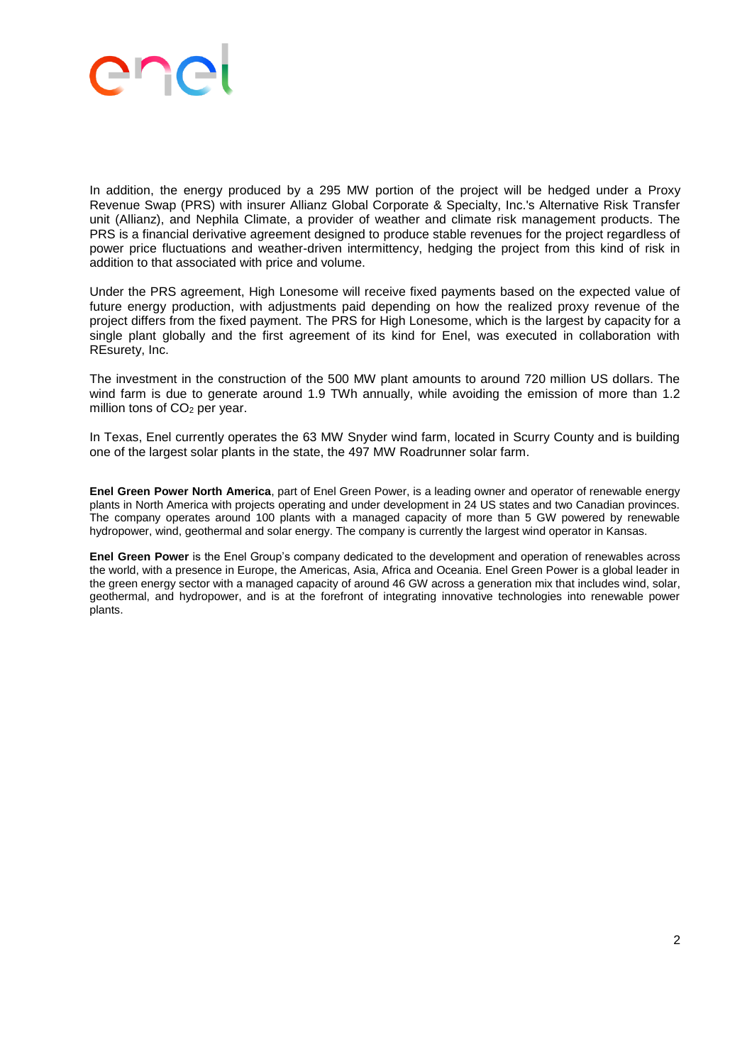In addition, the energy produced by a 295 MW portion of the project will be hedged under a Proxy Revenue Swap (PRS) with insurer Allianz Global Corporate & Specialty, Inc.'s Alternative Risk Transfer unit (Allianz), and Nephila Climate, a provider of weather and climate risk management products. The PRS is a financial derivative agreement designed to produce stable revenues for the project regardless of power price fluctuations and weather-driven intermittency, hedging the project from this kind of risk in addition to that associated with price and volume.

Under the PRS agreement, High Lonesome will receive fixed payments based on the expected value of future energy production, with adjustments paid depending on how the realized proxy revenue of the project differs from the fixed payment. The PRS for High Lonesome, which is the largest by capacity for a single plant globally and the first agreement of its kind for Enel, was executed in collaboration with REsurety, Inc.

The investment in the construction of the 500 MW plant amounts to around 720 million US dollars. The wind farm is due to generate around 1.9 TWh annually, while avoiding the emission of more than 1.2 million tons of $CO_2$ per year.

In Texas, Enel currently operates the 63 MW Snyder wind farm, located in Scurry County and is building one of the largest solar plants in the state, the 497 MW Roadrunner solar farm.

**Enel Green Power North America**, part of Enel Green Power, is a leading owner and operator of renewable energy plants in North America with projects operating and under development in 24 US states and two Canadian provinces. The company operates around 100 plants with a managed capacity of more than 5 GW powered by renewable hydropower, wind, geothermal and solar energy. The company is currently the largest wind operator in Kansas.

**Enel Green Power** is the Enel Group's company dedicated to the development and operation of renewables across the world, with a presence in Europe, the Americas, Asia, Africa and Oceania. Enel Green Power is a global leader in the green energy sector with a managed capacity of around 46 GW across a generation mix that includes wind, solar, geothermal, and hydropower, and is at the forefront of integrating innovative technologies into renewable power plants.